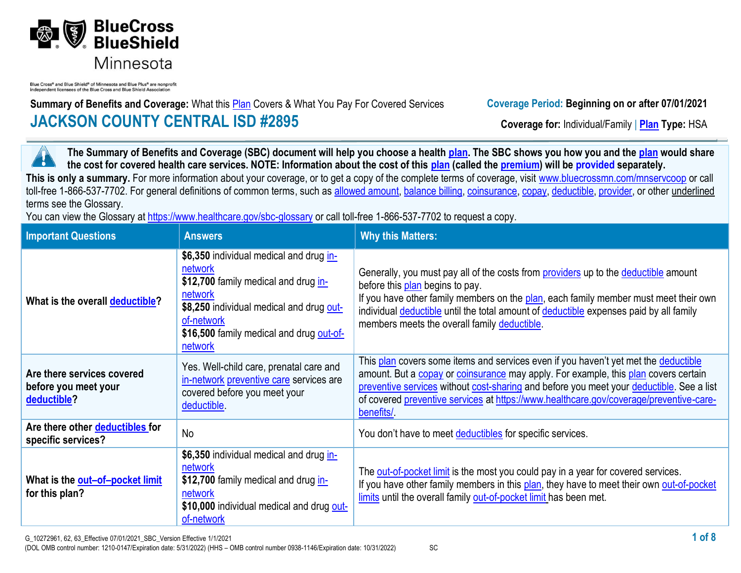Blue Cross® and Blue Shield® of Minnesota and Blue Plus® are nonprofit independent licensees of the Blue Cross and Blue Shield Association

**Summary of Benefits and Coverage:** What this Plan Covers & What You Pay For Covered Services

**Coverage Period: Beginning on or after 07/01/2021**

# JACKSON COUNTY CENTRAL ISD #2895

**Coverage for:** Individual/Family | **Plan Type:** HSA

**The Summary of Benefits and Coverage (SBC) document will help you choose a health plan. The SBC shows you how you and the plan would share the cost for covered health care services. NOTE: Information about the cost of this plan (called the premium) will be provided separately.**

**This is only a summary.** For more information about your coverage, or to get a copy of the complete terms of coverage, visit www.bluecrossmn.com/mnservcoop or call toll-free 1-866-537-7702. For general definitions of common terms, such as allowed amount, balance billing, coinsurance, copay, deductible, provider, or other underlined terms see the Glossary.

You can view the Glossary at https://www.healthcare.gov/sbc-glossary or call toll-free 1-866-537-7702 to request a copy.

| Important Questions | Answers | Why this Matters: |
|---|---|---|
| What is the overall deductible? | **$6,350** individual medical and drug in-network<br>**$12,700** family medical and drug in-network<br>**$8,250** individual medical and drug out-of-network<br>**$16,500** family medical and drug out-of-network | Generally, you must pay all of the costs from providers up to the deductible amount before this plan begins to pay.<br>If you have other family members on the plan, each family member must meet their own individual deductible until the total amount of deductible expenses paid by all family members meets the overall family deductible. |
| Are there services covered before you meet your deductible? | Yes. Well-child care, prenatal care and in-network preventive care services are covered before you meet your deductible. | This plan covers some items and services even if you haven't yet met the deductible amount. But a copay or coinsurance may apply. For example, this plan covers certain preventive services without cost-sharing and before you meet your deductible. See a list of covered preventive services at https://www.healthcare.gov/coverage/preventive-care-benefits/. |
| Are there other deductibles for specific services? | No | You don't have to meet deductibles for specific services. |
| What is the out–of–pocket limit for this plan? | **$6,350** individual medical and drug in-network<br>**$12,700** family medical and drug in-network<br>**$10,000** individual medical and drug out-of-network | The out-of-pocket limit is the most you could pay in a year for covered services.<br>If you have other family members in this plan, they have to meet their own out-of-pocket limits until the overall family out-of-pocket limit has been met. |

G_10272961, 62, 63_Effective 07/01/2021_SBC_Version Effective 1/1/2021
(DOL OMB control number: 1210-0147/Expiration date: 5/31/2022) (HHS – OMB control number 0938-1146/Expiration date: 10/31/2022) SC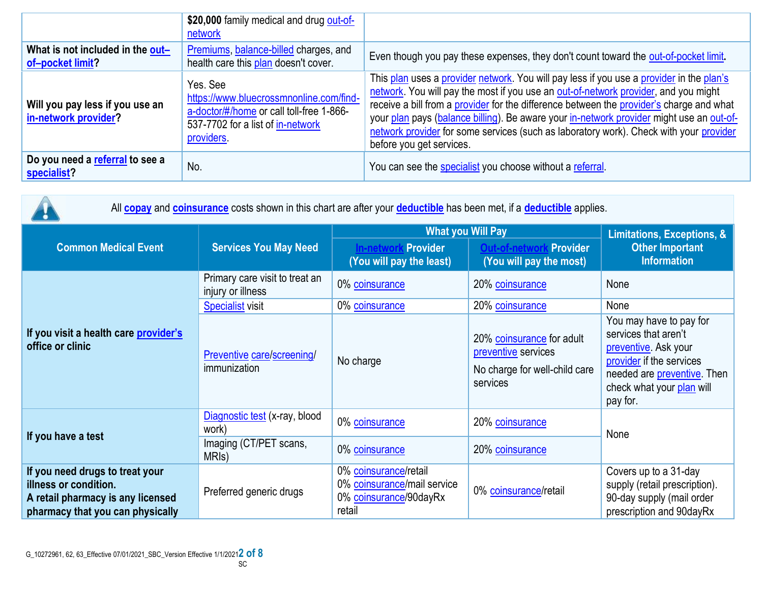| | | |
|---|---|---|
| | **$20,000** family medical and drug out-of-network | |
| **What is not included in the out–of–pocket limit?** | Premiums, balance-billed charges, and health care this plan doesn't cover. | Even though you pay these expenses, they don't count toward the out-of-pocket limit. |
| **Will you pay less if you use an in-network provider?** | Yes. See https://www.bluecrossmnonline.com/find-a-doctor/#/home or call toll-free 1-866-537-7702 for a list of in-network providers. | This plan uses a provider network. You will pay less if you use a provider in the plan's network. You will pay the most if you use an out-of-network provider, and you might receive a bill from a provider for the difference between the provider's charge and what your plan pays (balance billing). Be aware your in-network provider might use an out-of-network provider for some services (such as laboratory work). Check with your provider before you get services. |
| **Do you need a referral to see a specialist?** | No. | You can see the specialist you choose without a referral. |

All **copay** and **coinsurance** costs shown in this chart are after your **deductible** has been met, if a **deductible** applies.

| Common Medical Event | Services You May Need | What you Will Pay | | Limitations, Exceptions, & Other Important Information |
|---|---|---|---|---|
| | | In-network Provider (You will pay the least) | Out-of-network Provider (You will pay the most) | |
| **If you visit a health care provider's office or clinic** | Primary care visit to treat an injury or illness | 0% coinsurance | 20% coinsurance | None |
| | Specialist visit | 0% coinsurance | 20% coinsurance | None |
| | Preventive care/screening/ immunization | No charge | 20% coinsurance for adult preventive services<br>No charge for well-child care services | You may have to pay for services that aren't preventive. Ask your provider if the services needed are preventive. Then check what your plan will pay for. |
| **If you have a test** | Diagnostic test (x-ray, blood work) | 0% coinsurance | 20% coinsurance | None |
| | Imaging (CT/PET scans, MRIs) | 0% coinsurance | 20% coinsurance | |
| **If you need drugs to treat your illness or condition.**<br>**A retail pharmacy is any licensed pharmacy that you can physically** | Preferred generic drugs | 0% coinsurance/retail<br>0% coinsurance/mail service<br>0% coinsurance/90dayRx retail | 0% coinsurance/retail | Covers up to a 31-day supply (retail prescription). 90-day supply (mail order prescription and 90dayRx |

G_10272961, 62, 63_Effective 07/01/2021_SBC_Version Effective 1/1/2021

SC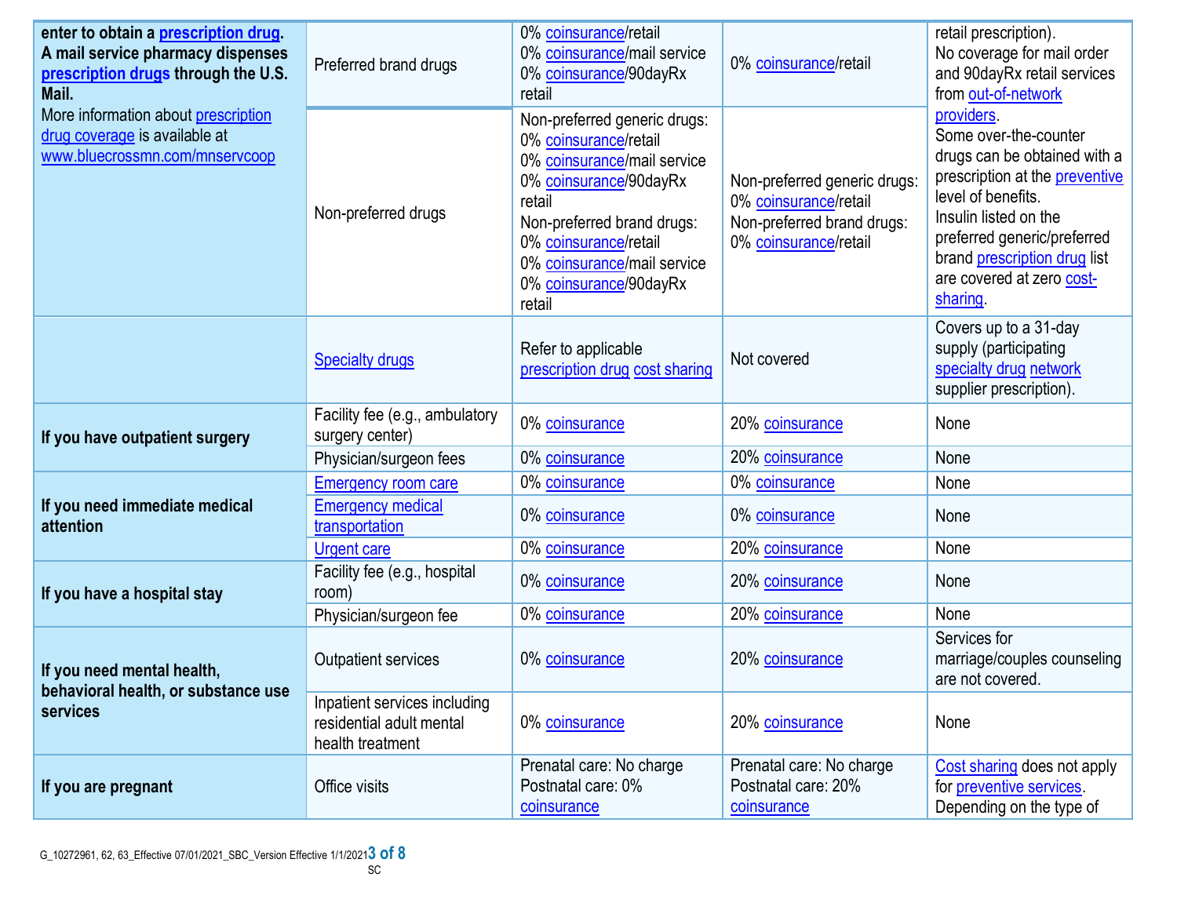| | | | | |
|---|---|---|---|---|
| **enter to obtain a prescription drug. A mail service pharmacy dispenses prescription drugs through the U.S. Mail.** More information about prescription drug coverage is available at www.bluecrossmn.com/mnservcoop | Preferred brand drugs | 0% coinsurance/retail<br>0% coinsurance/mail service<br>0% coinsurance/90dayRx retail | 0% coinsurance/retail | retail prescription).<br>No coverage for mail order and 90dayRx retail services from out-of-network providers.<br>Some over-the-counter drugs can be obtained with a prescription at the preventive level of benefits.<br>Insulin listed on the preferred generic/preferred brand prescription drug list are covered at zero cost-sharing. |
| | Non-preferred drugs | Non-preferred generic drugs:<br>0% coinsurance/retail<br>0% coinsurance/mail service<br>0% coinsurance/90dayRx retail<br>Non-preferred brand drugs:<br>0% coinsurance/retail<br>0% coinsurance/mail service<br>0% coinsurance/90dayRx retail | Non-preferred generic drugs:<br>0% coinsurance/retail<br>Non-preferred brand drugs:<br>0% coinsurance/retail | |
| | Specialty drugs | Refer to applicable prescription drug cost sharing | Not covered | Covers up to a 31-day supply (participating specialty drug network supplier prescription). |
| **If you have outpatient surgery** | Facility fee (e.g., ambulatory surgery center) | 0% coinsurance | 20% coinsurance | None |
| | Physician/surgeon fees | 0% coinsurance | 20% coinsurance | None |
| **If you need immediate medical attention** | Emergency room care | 0% coinsurance | 0% coinsurance | None |
| | Emergency medical transportation | 0% coinsurance | 0% coinsurance | None |
| | Urgent care | 0% coinsurance | 20% coinsurance | None |
| **If you have a hospital stay** | Facility fee (e.g., hospital room) | 0% coinsurance | 20% coinsurance | None |
| | Physician/surgeon fee | 0% coinsurance | 20% coinsurance | None |
| **If you need mental health, behavioral health, or substance use services** | Outpatient services | 0% coinsurance | 20% coinsurance | Services for marriage/couples counseling are not covered. |
| | Inpatient services including residential adult mental health treatment | 0% coinsurance | 20% coinsurance | None |
| **If you are pregnant** | Office visits | Prenatal care: No charge<br>Postnatal care: 0% coinsurance | Prenatal care: No charge<br>Postnatal care: 20% coinsurance | Cost sharing does not apply for preventive services.<br>Depending on the type of |

G_10272961, 62, 63_Effective 07/01/2021_SBC_Version Effective 1/1/2021

SC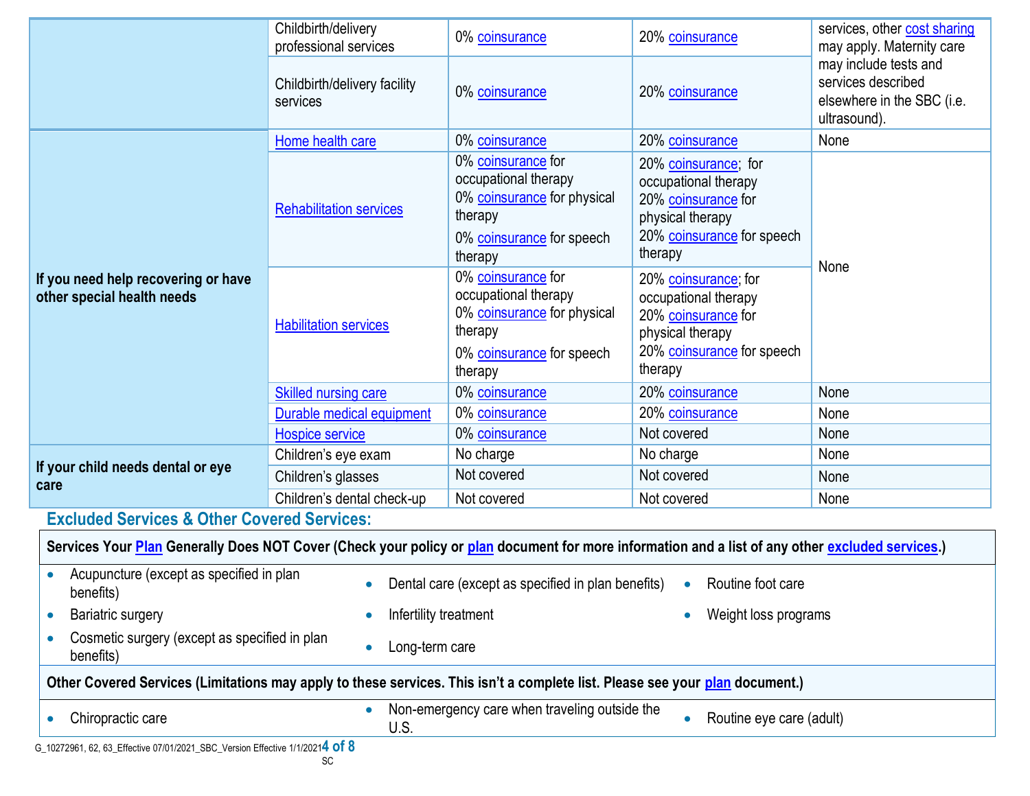| | | | | |
|---|---|---|---|---|
| | Childbirth/delivery professional services | 0% coinsurance | 20% coinsurance | services, other cost sharing may apply. Maternity care may include tests and services described elsewhere in the SBC (i.e. ultrasound). |
| | Childbirth/delivery facility services | 0% coinsurance | 20% coinsurance | |
| **If you need help recovering or have other special health needs** | Home health care | 0% coinsurance | 20% coinsurance | None |
| | Rehabilitation services | 0% coinsurance for occupational therapy<br>0% coinsurance for physical therapy<br>0% coinsurance for speech therapy | 20% coinsurance; for occupational therapy<br>20% coinsurance for physical therapy<br>20% coinsurance for speech therapy | None |
| | Habilitation services | 0% coinsurance for occupational therapy<br>0% coinsurance for physical therapy<br>0% coinsurance for speech therapy | 20% coinsurance; for occupational therapy<br>20% coinsurance for physical therapy<br>20% coinsurance for speech therapy | |
| | Skilled nursing care | 0% coinsurance | 20% coinsurance | None |
| | Durable medical equipment | 0% coinsurance | 20% coinsurance | None |
| | Hospice service | 0% coinsurance | Not covered | None |
| **If your child needs dental or eye care** | Children's eye exam | No charge | No charge | None |
| | Children's glasses | Not covered | Not covered | None |
| | Children's dental check-up | Not covered | Not covered | None |

## Excluded Services & Other Covered Services:

**Services Your Plan Generally Does NOT Cover (Check your policy or plan document for more information and a list of any other excluded services.)**

- Acupuncture (except as specified in plan benefits)
- Bariatric surgery
- Cosmetic surgery (except as specified in plan benefits)
- Dental care (except as specified in plan benefits)
- Infertility treatment
- Long-term care
- Routine foot care
- Weight loss programs

**Other Covered Services (Limitations may apply to these services. This isn't a complete list. Please see your plan document.)**

- Chiropractic care
- Non-emergency care when traveling outside the U.S.
- Routine eye care (adult)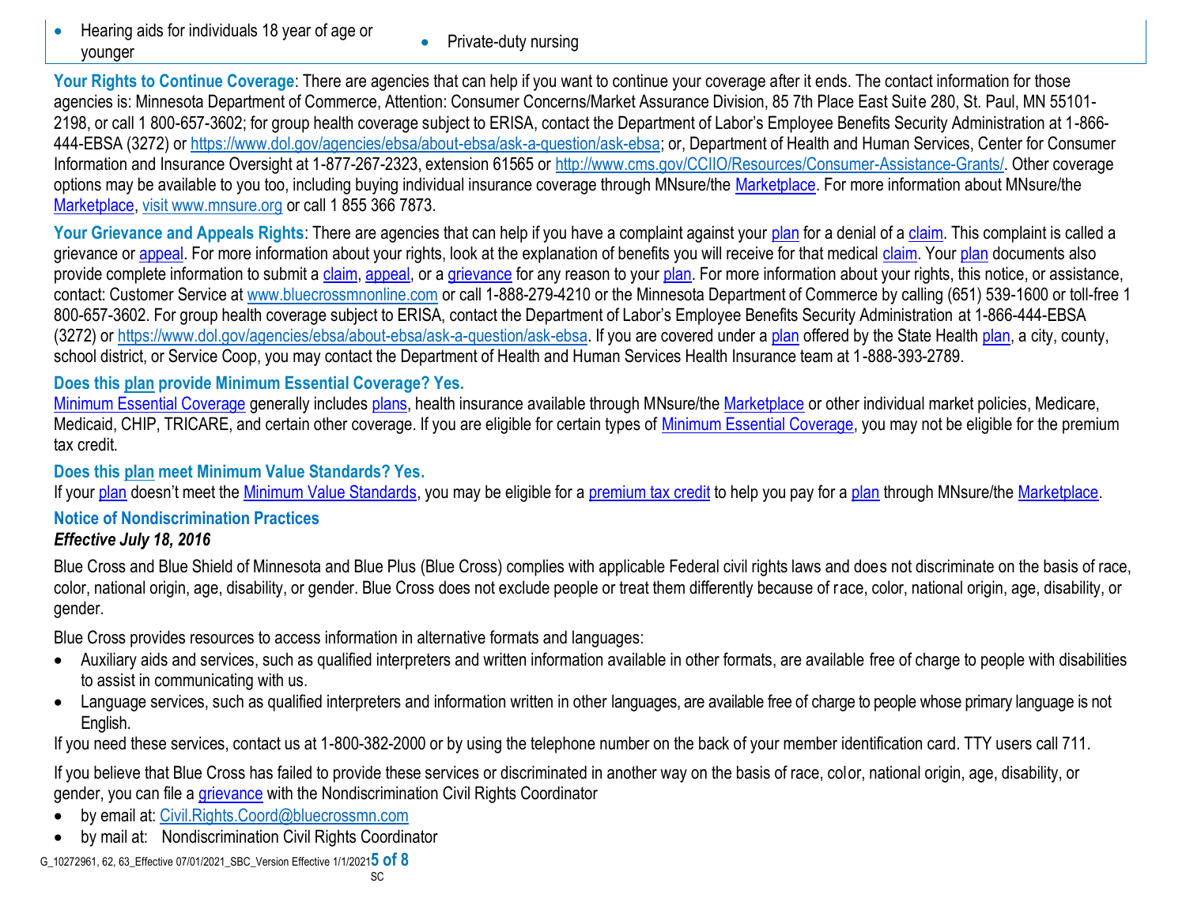| | |
|---|---|
| • Hearing aids for individuals 18 year of age or younger | • Private-duty nursing |

**Your Rights to Continue Coverage**: There are agencies that can help if you want to continue your coverage after it ends. The contact information for those agencies is: Minnesota Department of Commerce, Attention: Consumer Concerns/Market Assurance Division, 85 7th Place East Suite 280, St. Paul, MN 55101-2198, or call 1 800-657-3602; for group health coverage subject to ERISA, contact the Department of Labor's Employee Benefits Security Administration at 1-866-444-EBSA (3272) or https://www.dol.gov/agencies/ebsa/about-ebsa/ask-a-question/ask-ebsa; or, Department of Health and Human Services, Center for Consumer Information and Insurance Oversight at 1-877-267-2323, extension 61565 or http://www.cms.gov/CCIIO/Resources/Consumer-Assistance-Grants/. Other coverage options may be available to you too, including buying individual insurance coverage through MNsure/the Marketplace. For more information about MNsure/the Marketplace, visit www.mnsure.org or call 1 855 366 7873.

**Your Grievance and Appeals Rights**: There are agencies that can help if you have a complaint against your plan for a denial of a claim. This complaint is called a grievance or appeal. For more information about your rights, look at the explanation of benefits you will receive for that medical claim. Your plan documents also provide complete information to submit a claim, appeal, or a grievance for any reason to your plan. For more information about your rights, this notice, or assistance, contact: Customer Service at www.bluecrossmnonline.com or call 1-888-279-4210 or the Minnesota Department of Commerce by calling (651) 539-1600 or toll-free 1 800-657-3602. For group health coverage subject to ERISA, contact the Department of Labor's Employee Benefits Security Administration at 1-866-444-EBSA (3272) or https://www.dol.gov/agencies/ebsa/about-ebsa/ask-a-question/ask-ebsa. If you are covered under a plan offered by the State Health plan, a city, county, school district, or Service Coop, you may contact the Department of Health and Human Services Health Insurance team at 1-888-393-2789.

**Does this plan provide Minimum Essential Coverage? Yes.**

Minimum Essential Coverage generally includes plans, health insurance available through MNsure/the Marketplace or other individual market policies, Medicare, Medicaid, CHIP, TRICARE, and certain other coverage. If you are eligible for certain types of Minimum Essential Coverage, you may not be eligible for the premium tax credit.

**Does this plan meet Minimum Value Standards? Yes.**

If your plan doesn't meet the Minimum Value Standards, you may be eligible for a premium tax credit to help you pay for a plan through MNsure/the Marketplace.

**Notice of Nondiscrimination Practices**

***Effective July 18, 2016***

Blue Cross and Blue Shield of Minnesota and Blue Plus (Blue Cross) complies with applicable Federal civil rights laws and does not discriminate on the basis of race, color, national origin, age, disability, or gender. Blue Cross does not exclude people or treat them differently because of race, color, national origin, age, disability, or gender.

Blue Cross provides resources to access information in alternative formats and languages:

- Auxiliary aids and services, such as qualified interpreters and written information available in other formats, are available free of charge to people with disabilities to assist in communicating with us.
- Language services, such as qualified interpreters and information written in other languages, are available free of charge to people whose primary language is not English.

If you need these services, contact us at 1-800-382-2000 or by using the telephone number on the back of your member identification card. TTY users call 711.

If you believe that Blue Cross has failed to provide these services or discriminated in another way on the basis of race, color, national origin, age, disability, or gender, you can file a grievance with the Nondiscrimination Civil Rights Coordinator

- by email at: Civil.Rights.Coord@bluecrossmn.com
- by mail at: Nondiscrimination Civil Rights Coordinator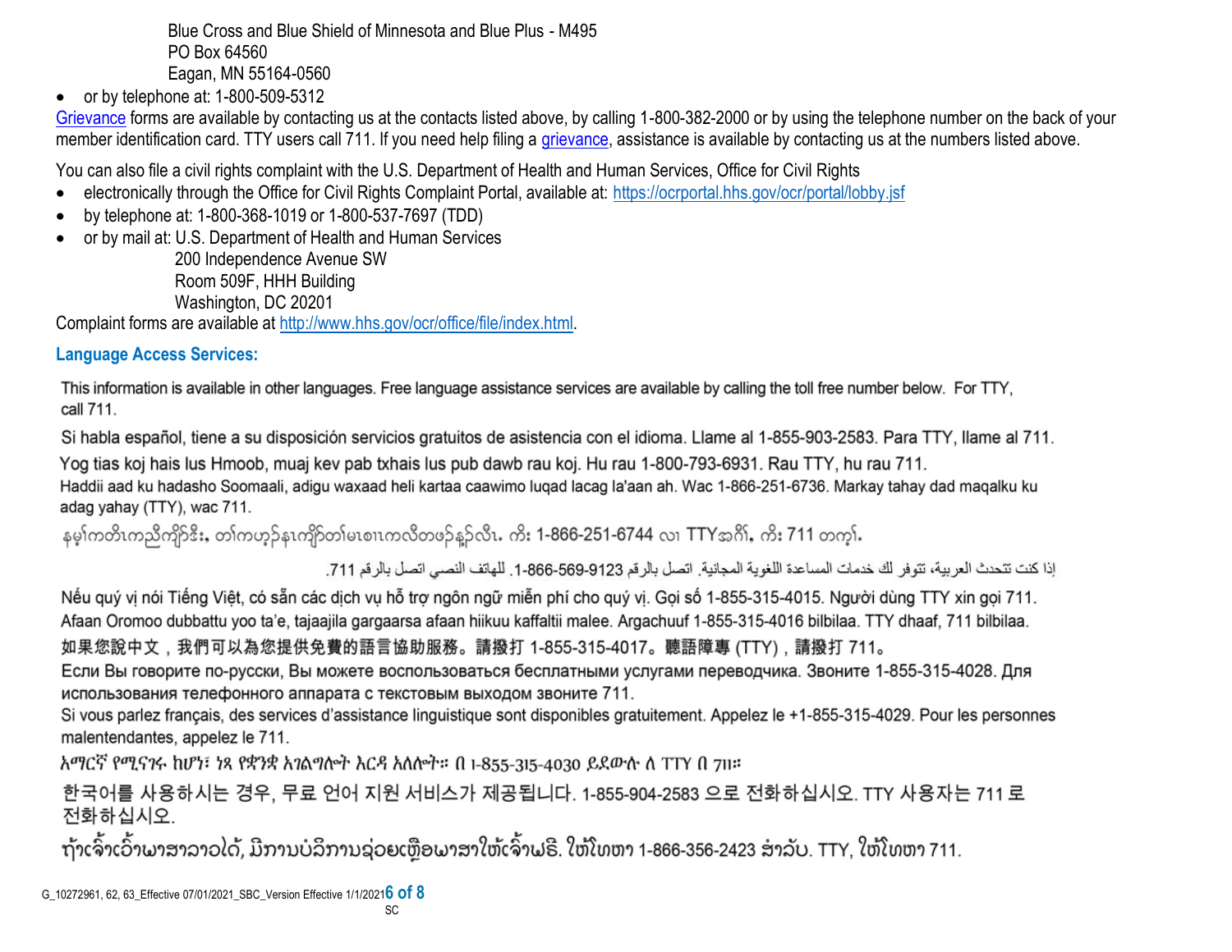Blue Cross and Blue Shield of Minnesota and Blue Plus - M495
PO Box 64560
Eagan, MN 55164-0560

- or by telephone at: 1-800-509-5312

Grievance forms are available by contacting us at the contacts listed above, by calling 1-800-382-2000 or by using the telephone number on the back of your member identification card. TTY users call 711. If you need help filing a grievance, assistance is available by contacting us at the numbers listed above.

You can also file a civil rights complaint with the U.S. Department of Health and Human Services, Office for Civil Rights

- electronically through the Office for Civil Rights Complaint Portal, available at: https://ocrportal.hhs.gov/ocr/portal/lobby.jsf
- by telephone at: 1-800-368-1019 or 1-800-537-7697 (TDD)
- or by mail at: U.S. Department of Health and Human Services
  200 Independence Avenue SW
  Room 509F, HHH Building
  Washington, DC 20201

Complaint forms are available at http://www.hhs.gov/ocr/office/file/index.html.

### Language Access Services:

This information is available in other languages. Free language assistance services are available by calling the toll free number below. For TTY, call 711.

Si habla español, tiene a su disposición servicios gratuitos de asistencia con el idioma. Llame al 1-855-903-2583. Para TTY, llame al 711.

Yog tias koj hais lus Hmoob, muaj kev pab txhais lus pub dawb rau koj. Hu rau 1-800-793-6931. Rau TTY, hu rau 711.

Haddii aad ku hadasho Soomaali, adigu waxaad heli kartaa caawimo luqad lacag la'aan ah. Wac 1-866-251-6736. Markay tahay dad maqalku ku adag yahay (TTY), wac 711.

နမ့ၢ်ကတိၤကညီကျိာ်ဒီး, တၢ်ကဟ့ၣ်နၤကျိာ်တၢ်မၤစၢၤကလီတဖၣ်နၣ်လီၤ. ကိး 1-866-251-6744 လၢ TTYအဂီၢ်, ကိး 711 တက့ၢ်.

إذا كنت تتحدث العربية، تتوفر لك خدمات المساعدة اللغوية المجانية. اتصل بالرقم 9123-569-866-1. للهاتف النصي اتصل بالرقم 711.

Nếu quý vị nói Tiếng Việt, có sẵn các dịch vụ hỗ trợ ngôn ngữ miễn phí cho quý vị. Gọi số 1-855-315-4015. Người dùng TTY xin gọi 711.

Afaan Oromoo dubbattu yoo ta'e, tajaajila gargaarsa afaan hiikuu kaffaltii malee. Argachuuf 1-855-315-4016 bilbilaa. TTY dhaaf, 711 bilbilaa.

如果您說中文，我們可以為您提供免費的語言協助服務。請撥打 1-855-315-4017。聽語障專 (TTY)，請撥打 711。

Если Вы говорите по-русски, Вы можете воспользоваться бесплатными услугами переводчика. Звоните 1-855-315-4028. Для использования телефонного аппарата с текстовым выходом звоните 711.

Si vous parlez français, des services d'assistance linguistique sont disponibles gratuitement. Appelez le +1-855-315-4029. Pour les personnes malentendantes, appelez le 711.

አማርኛ የሚናገሩ ከሆነ፣ ነጻ የቋንቋ አገልግሎት እርዳ አለሎት። በ 1-855-315-4030 ይደውሉ ለ TTY በ 711።

한국어를 사용하시는 경우, 무료 언어 지원 서비스가 제공됩니다. 1-855-904-2583 으로 전화하십시오. TTY 사용자는 711 로 전화하십시오.

ຖ້າເຈົ້າເວົ້າພາສາລາວໄດ້, ມີການບໍລິການຊ່ວຍເຫຼືອພາສາໃຫ້ເຈົ້າຟຣີ. ໃຫ້ໂທຫາ 1-866-356-2423 ສໍາລັບ. TTY, ໃຫ້ໂທຫາ 711.

G_10272961, 62, 63_Effective 07/01/2021_SBC_Version Effective 1/1/2021

SC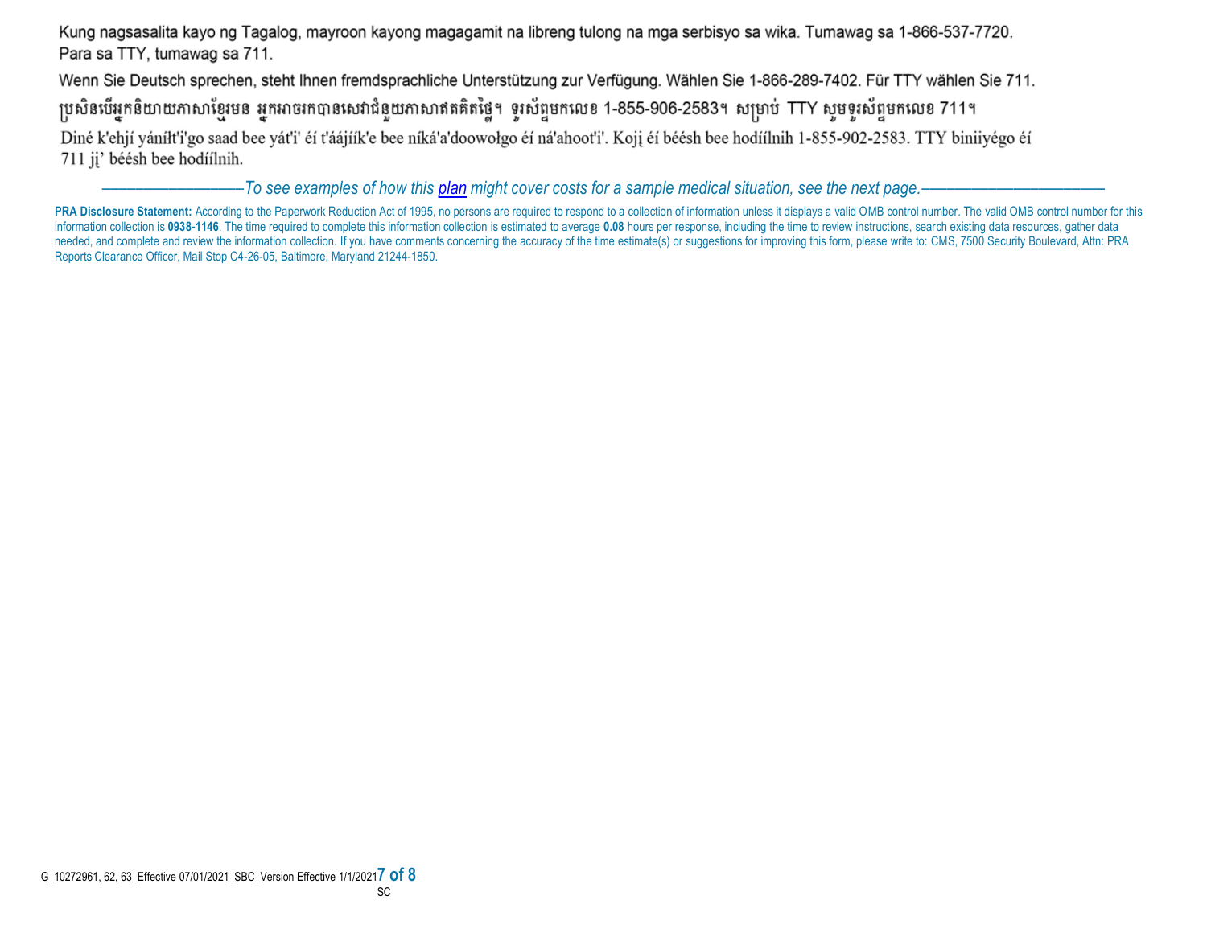Kung nagsasalita kayo ng Tagalog, mayroon kayong magagamit na libreng tulong na mga serbisyo sa wika. Tumawag sa 1-866-537-7720. Para sa TTY, tumawag sa 711.

Wenn Sie Deutsch sprechen, steht Ihnen fremdsprachliche Unterstützung zur Verfügung. Wählen Sie 1-866-289-7402. Für TTY wählen Sie 711.

ប្រសិនបើអ្នកនិយាយភាសាខ្មែរមន អ្នកអាចរកបានសេវាជំនួយភាសាឥតគិតថ្លៃ។ ទូរស័ព្ទមកលេខ 1-855-906-2583។ សម្រាប់ TTY សូមទូរស័ព្ទមកលេខ 711។

Diné k'ehjí yáníłt'i'go saad bee yát'i' éí t'áájíík'e bee níká'a'doowołgo éí ná'ahoot'i'. Kojį éí béésh bee hodíílnih 1-855-902-2583. TTY biniiyégo éí 711 jį' béésh bee hodíílnih.

*——————To see examples of how this plan might cover costs for a sample medical situation, see the next page.——————*

**PRA Disclosure Statement:** According to the Paperwork Reduction Act of 1995, no persons are required to respond to a collection of information unless it displays a valid OMB control number. The valid OMB control number for this information collection is **0938-1146**. The time required to complete this information collection is estimated to average **0.08** hours per response, including the time to review instructions, search existing data resources, gather data needed, and complete and review the information collection. If you have comments concerning the accuracy of the time estimate(s) or suggestions for improving this form, please write to: CMS, 7500 Security Boulevard, Attn: PRA Reports Clearance Officer, Mail Stop C4-26-05, Baltimore, Maryland 21244-1850.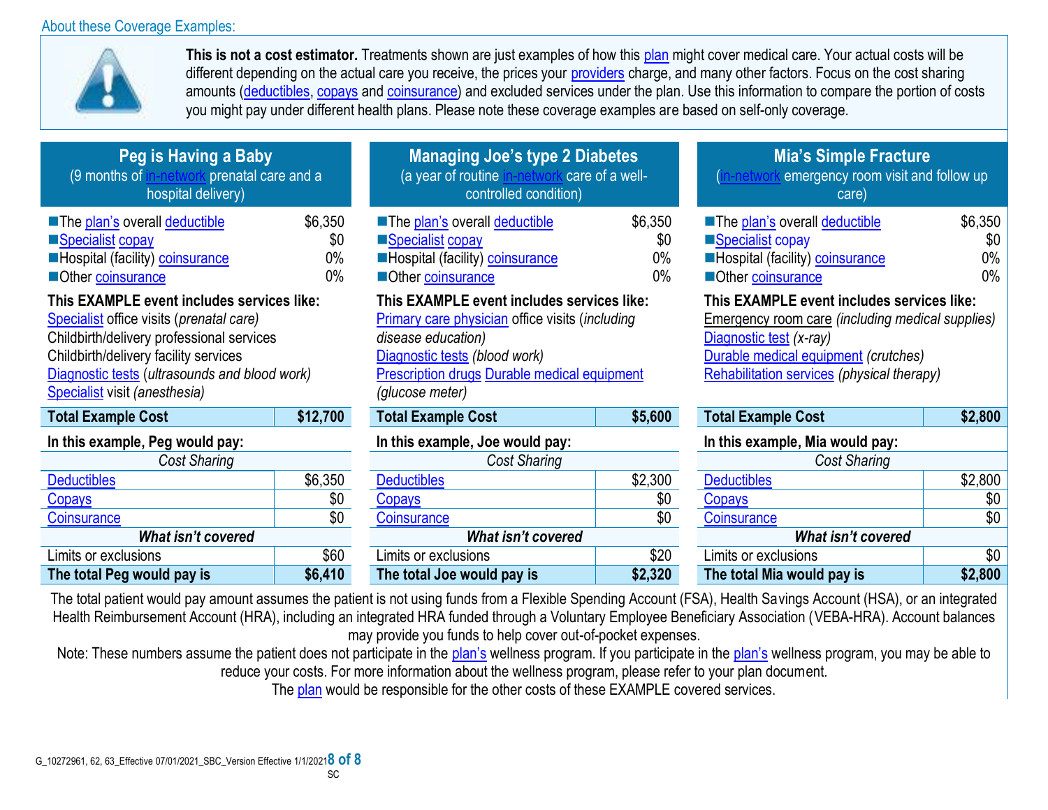## About these Coverage Examples:

**This is not a cost estimator.** Treatments shown are just examples of how this plan might cover medical care. Your actual costs will be different depending on the actual care you receive, the prices your providers charge, and many other factors. Focus on the cost sharing amounts (deductibles, copays and coinsurance) and excluded services under the plan. Use this information to compare the portion of costs you might pay under different health plans. Please note these coverage examples are based on self-only coverage.

### Peg is Having a Baby
(9 months of in-network prenatal care and a hospital delivery)

| | |
|---|---|
| ■The plan's overall deductible | $6,350 |
| ■Specialist copay | $0 |
| ■Hospital (facility) coinsurance | 0% |
| ■Other coinsurance | 0% |

**This EXAMPLE event includes services like:**
Specialist office visits (*prenatal care)*
Childbirth/delivery professional services
Childbirth/delivery facility services
Diagnostic tests (*ultrasounds and blood work)*
Specialist visit *(anesthesia)*

| **Total Example Cost** | **$12,700** |
|---|---|
| **In this example, Peg would pay:** | |
| *Cost Sharing* | |
| Deductibles | $6,350 |
| Copays | $0 |
| Coinsurance | $0 |
| ***What isn't covered*** | |
| Limits or exclusions | $60 |
| **The total Peg would pay is** | **$6,410** |

### Managing Joe's type 2 Diabetes
(a year of routine in-network care of a well-controlled condition)

| | |
|---|---|
| ■The plan's overall deductible | $6,350 |
| ■Specialist copay | $0 |
| ■Hospital (facility) coinsurance | 0% |
| ■Other coinsurance | 0% |

**This EXAMPLE event includes services like:**
Primary care physician office visits (*including disease education)*
Diagnostic tests *(blood work)*
Prescription drugs Durable medical equipment *(glucose meter)*

| **Total Example Cost** | **$5,600** |
|---|---|
| **In this example, Joe would pay:** | |
| *Cost Sharing* | |
| Deductibles | $2,300 |
| Copays | $0 |
| Coinsurance | $0 |
| ***What isn't covered*** | |
| Limits or exclusions | $20 |
| **The total Joe would pay is** | **$2,320** |

### Mia's Simple Fracture
(in-network emergency room visit and follow up care)

| | |
|---|---|
| ■The plan's overall deductible | $6,350 |
| ■Specialist copay | $0 |
| ■Hospital (facility) coinsurance | 0% |
| ■Other coinsurance | 0% |

**This EXAMPLE event includes services like:**
Emergency room care *(including medical supplies)*
Diagnostic test *(x-ray)*
Durable medical equipment *(crutches)*
Rehabilitation services *(physical therapy)*

| **Total Example Cost** | **$2,800** |
|---|---|
| **In this example, Mia would pay:** | |
| *Cost Sharing* | |
| Deductibles | $2,800 |
| Copays | $0 |
| Coinsurance | $0 |
| ***What isn't covered*** | |
| Limits or exclusions | $0 |
| **The total Mia would pay is** | **$2,800** |

The total patient would pay amount assumes the patient is not using funds from a Flexible Spending Account (FSA), Health Savings Account (HSA), or an integrated Health Reimbursement Account (HRA), including an integrated HRA funded through a Voluntary Employee Beneficiary Association (VEBA-HRA). Account balances may provide you funds to help cover out-of-pocket expenses.

Note: These numbers assume the patient does not participate in the plan's wellness program. If you participate in the plan's wellness program, you may be able to reduce your costs. For more information about the wellness program, please refer to your plan document.

The plan would be responsible for the other costs of these EXAMPLE covered services.